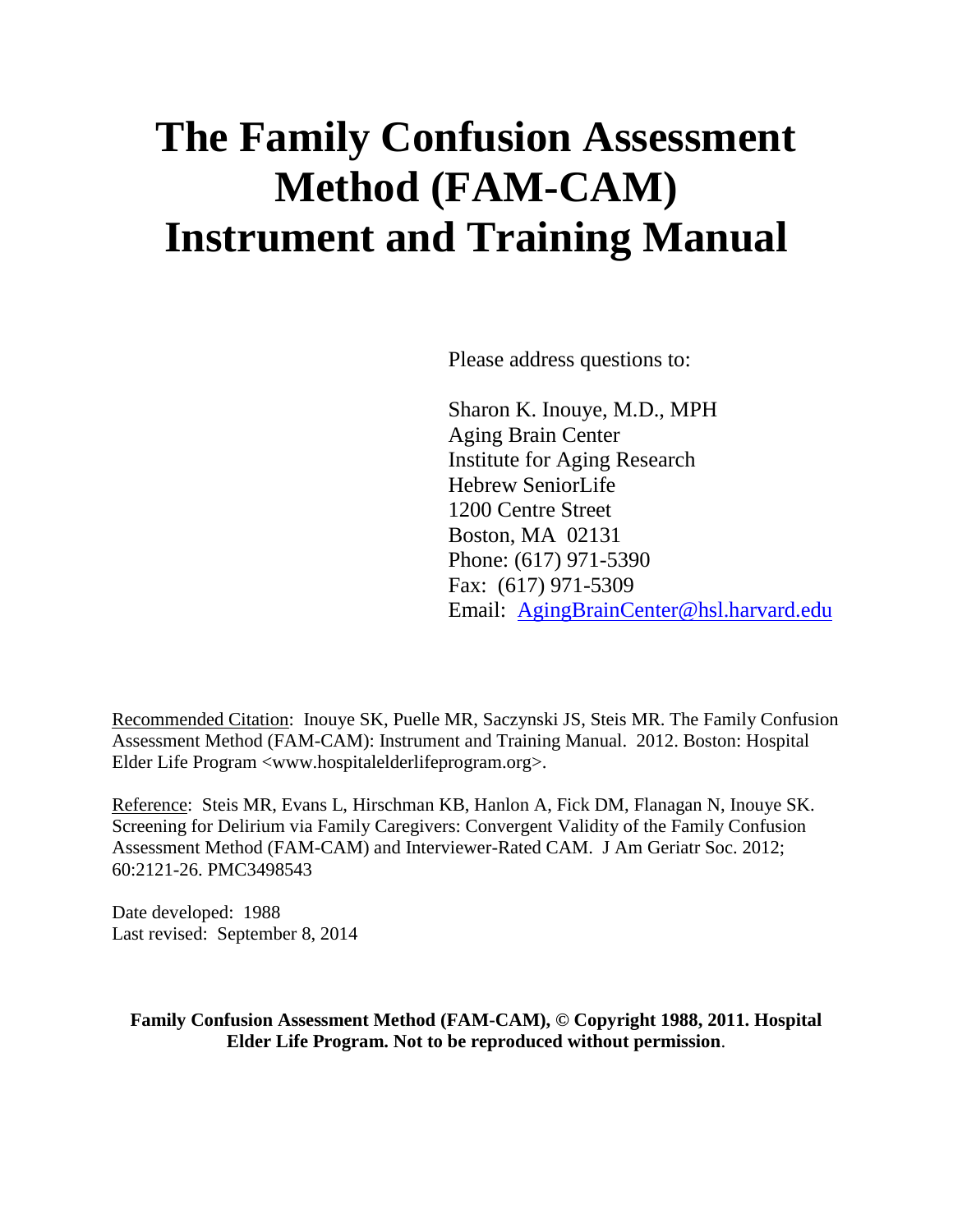# The Family Confusion Assessment Method (FAM-CAM) Instrument and Training Manual

Please address questions to:

Sharon K. Inouye, M.D., MPH
Aging Brain Center
Institute for Aging Research
Hebrew SeniorLife
1200 Centre Street
Boston, MA 02131
Phone: (617) 971-5390
Fax: (617) 971-5309
Email: AgingBrainCenter@hsl.harvard.edu

Recommended Citation: Inouye SK, Puelle MR, Saczynski JS, Steis MR. The Family Confusion Assessment Method (FAM-CAM): Instrument and Training Manual. 2012. Boston: Hospital Elder Life Program <www.hospitalelderlifeprogram.org>.

Reference: Steis MR, Evans L, Hirschman KB, Hanlon A, Fick DM, Flanagan N, Inouye SK. Screening for Delirium via Family Caregivers: Convergent Validity of the Family Confusion Assessment Method (FAM-CAM) and Interviewer-Rated CAM. J Am Geriatr Soc. 2012; 60:2121-26. PMC3498543

Date developed: 1988
Last revised: September 8, 2014

**Family Confusion Assessment Method (FAM-CAM), © Copyright 1988, 2011. Hospital Elder Life Program. Not to be reproduced without permission.**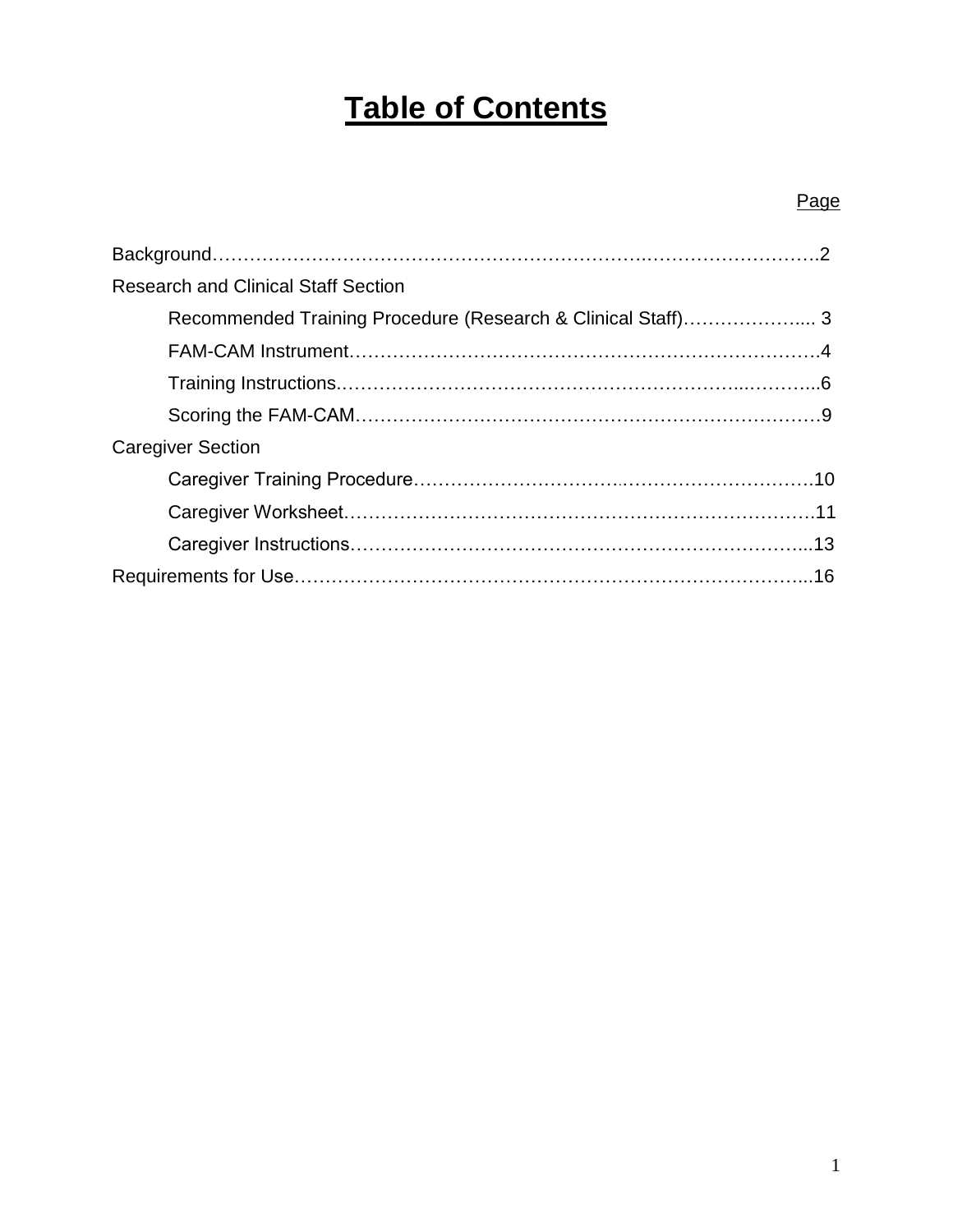# Table of Contents

| | Page |
|---|---|
| Background | 2 |
| Research and Clinical Staff Section | |
| Recommended Training Procedure (Research & Clinical Staff) | 3 |
| FAM-CAM Instrument | 4 |
| Training Instructions | 6 |
| Scoring the FAM-CAM | 9 |
| Caregiver Section | |
| Caregiver Training Procedure | 10 |
| Caregiver Worksheet | 11 |
| Caregiver Instructions | 13 |
| Requirements for Use | 16 |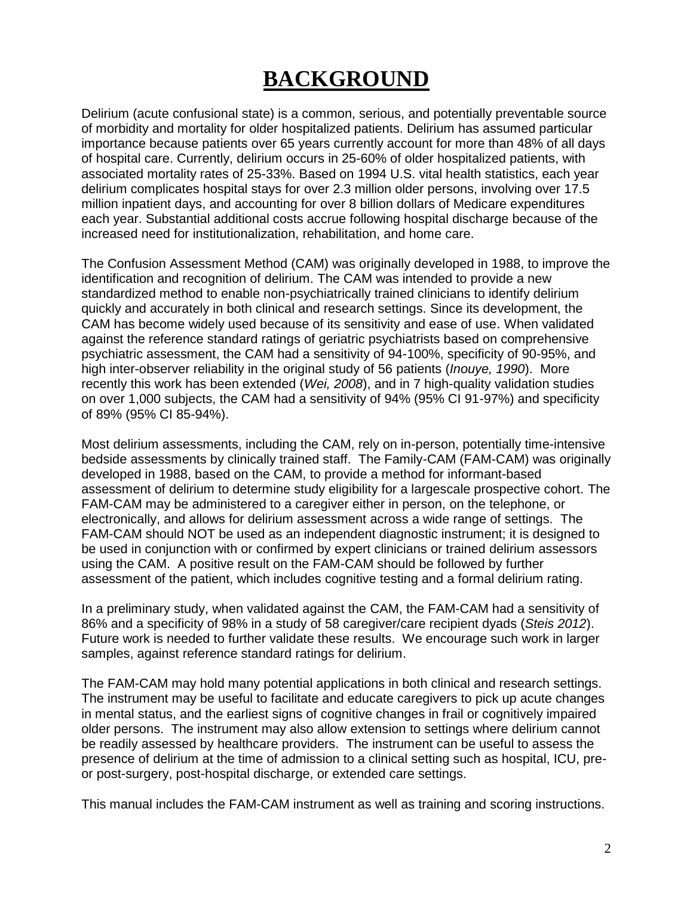# BACKGROUND

Delirium (acute confusional state) is a common, serious, and potentially preventable source of morbidity and mortality for older hospitalized patients. Delirium has assumed particular importance because patients over 65 years currently account for more than 48% of all days of hospital care. Currently, delirium occurs in 25-60% of older hospitalized patients, with associated mortality rates of 25-33%. Based on 1994 U.S. vital health statistics, each year delirium complicates hospital stays for over 2.3 million older persons, involving over 17.5 million inpatient days, and accounting for over 8 billion dollars of Medicare expenditures each year. Substantial additional costs accrue following hospital discharge because of the increased need for institutionalization, rehabilitation, and home care.

The Confusion Assessment Method (CAM) was originally developed in 1988, to improve the identification and recognition of delirium. The CAM was intended to provide a new standardized method to enable non-psychiatrically trained clinicians to identify delirium quickly and accurately in both clinical and research settings. Since its development, the CAM has become widely used because of its sensitivity and ease of use. When validated against the reference standard ratings of geriatric psychiatrists based on comprehensive psychiatric assessment, the CAM had a sensitivity of 94-100%, specificity of 90-95%, and high inter-observer reliability in the original study of 56 patients (*Inouye, 1990*). More recently this work has been extended (*Wei, 2008*), and in 7 high-quality validation studies on over 1,000 subjects, the CAM had a sensitivity of 94% (95% CI 91-97%) and specificity of 89% (95% CI 85-94%).

Most delirium assessments, including the CAM, rely on in-person, potentially time-intensive bedside assessments by clinically trained staff. The Family-CAM (FAM-CAM) was originally developed in 1988, based on the CAM, to provide a method for informant-based assessment of delirium to determine study eligibility for a largescale prospective cohort. The FAM-CAM may be administered to a caregiver either in person, on the telephone, or electronically, and allows for delirium assessment across a wide range of settings. The FAM-CAM should NOT be used as an independent diagnostic instrument; it is designed to be used in conjunction with or confirmed by expert clinicians or trained delirium assessors using the CAM. A positive result on the FAM-CAM should be followed by further assessment of the patient, which includes cognitive testing and a formal delirium rating.

In a preliminary study, when validated against the CAM, the FAM-CAM had a sensitivity of 86% and a specificity of 98% in a study of 58 caregiver/care recipient dyads (*Steis 2012*). Future work is needed to further validate these results. We encourage such work in larger samples, against reference standard ratings for delirium.

The FAM-CAM may hold many potential applications in both clinical and research settings. The instrument may be useful to facilitate and educate caregivers to pick up acute changes in mental status, and the earliest signs of cognitive changes in frail or cognitively impaired older persons. The instrument may also allow extension to settings where delirium cannot be readily assessed by healthcare providers. The instrument can be useful to assess the presence of delirium at the time of admission to a clinical setting such as hospital, ICU, pre- or post-surgery, post-hospital discharge, or extended care settings.

This manual includes the FAM-CAM instrument as well as training and scoring instructions.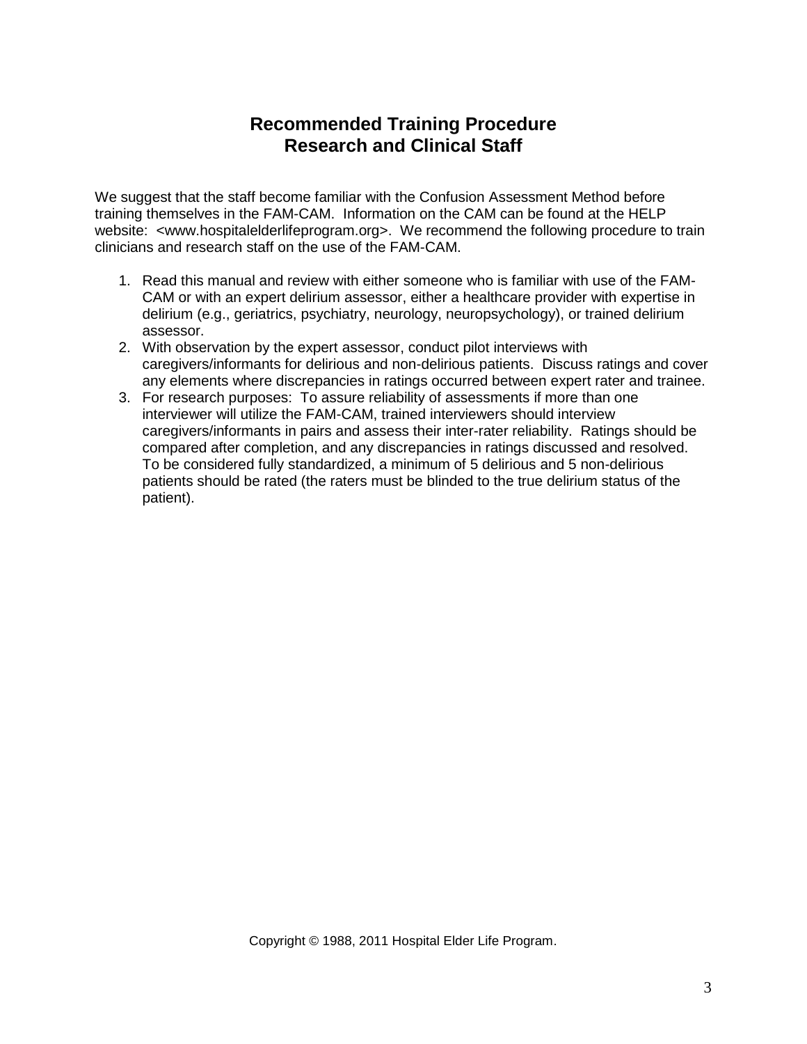## Recommended Training Procedure
## Research and Clinical Staff

We suggest that the staff become familiar with the Confusion Assessment Method before training themselves in the FAM-CAM. Information on the CAM can be found at the HELP website: <www.hospitalelderlifeprogram.org>. We recommend the following procedure to train clinicians and research staff on the use of the FAM-CAM.

1. Read this manual and review with either someone who is familiar with use of the FAM-CAM or with an expert delirium assessor, either a healthcare provider with expertise in delirium (e.g., geriatrics, psychiatry, neurology, neuropsychology), or trained delirium assessor.
2. With observation by the expert assessor, conduct pilot interviews with caregivers/informants for delirious and non-delirious patients. Discuss ratings and cover any elements where discrepancies in ratings occurred between expert rater and trainee.
3. For research purposes: To assure reliability of assessments if more than one interviewer will utilize the FAM-CAM, trained interviewers should interview caregivers/informants in pairs and assess their inter-rater reliability. Ratings should be compared after completion, and any discrepancies in ratings discussed and resolved. To be considered fully standardized, a minimum of 5 delirious and 5 non-delirious patients should be rated (the raters must be blinded to the true delirium status of the patient).

Copyright © 1988, 2011 Hospital Elder Life Program.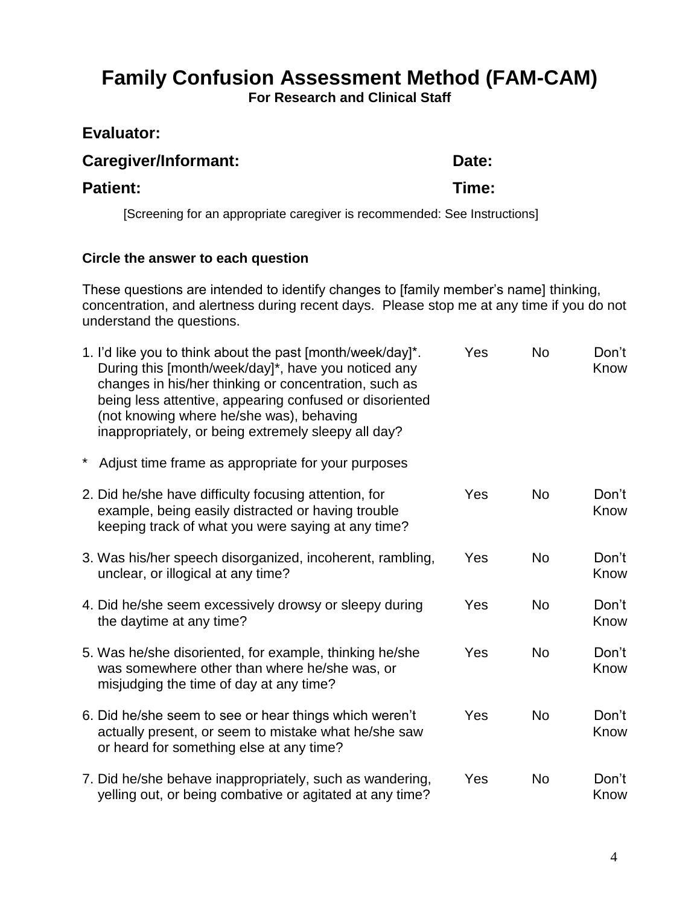# Family Confusion Assessment Method (FAM-CAM)

**For Research and Clinical Staff**

**Evaluator:**

**Caregiver/Informant:** **Date:**

**Patient:** **Time:**

[Screening for an appropriate caregiver is recommended: See Instructions]

**Circle the answer to each question**

These questions are intended to identify changes to [family member's name] thinking, concentration, and alertness during recent days. Please stop me at any time if you do not understand the questions.

| Question | | | |
|---|---|---|---|
| 1. I'd like you to think about the past [month/week/day]*. During this [month/week/day]*, have you noticed any changes in his/her thinking or concentration, such as being less attentive, appearing confused or disoriented (not knowing where he/she was), behaving inappropriately, or being extremely sleepy all day? | Yes | No | Don't Know |

* Adjust time frame as appropriate for your purposes

| Question | | | |
|---|---|---|---|
| 2. Did he/she have difficulty focusing attention, for example, being easily distracted or having trouble keeping track of what you were saying at any time? | Yes | No | Don't Know |
| 3. Was his/her speech disorganized, incoherent, rambling, unclear, or illogical at any time? | Yes | No | Don't Know |
| 4. Did he/she seem excessively drowsy or sleepy during the daytime at any time? | Yes | No | Don't Know |
| 5. Was he/she disoriented, for example, thinking he/she was somewhere other than where he/she was, or misjudging the time of day at any time? | Yes | No | Don't Know |
| 6. Did he/she seem to see or hear things which weren't actually present, or seem to mistake what he/she saw or heard for something else at any time? | Yes | No | Don't Know |
| 7. Did he/she behave inappropriately, such as wandering, yelling out, or being combative or agitated at any time? | Yes | No | Don't Know |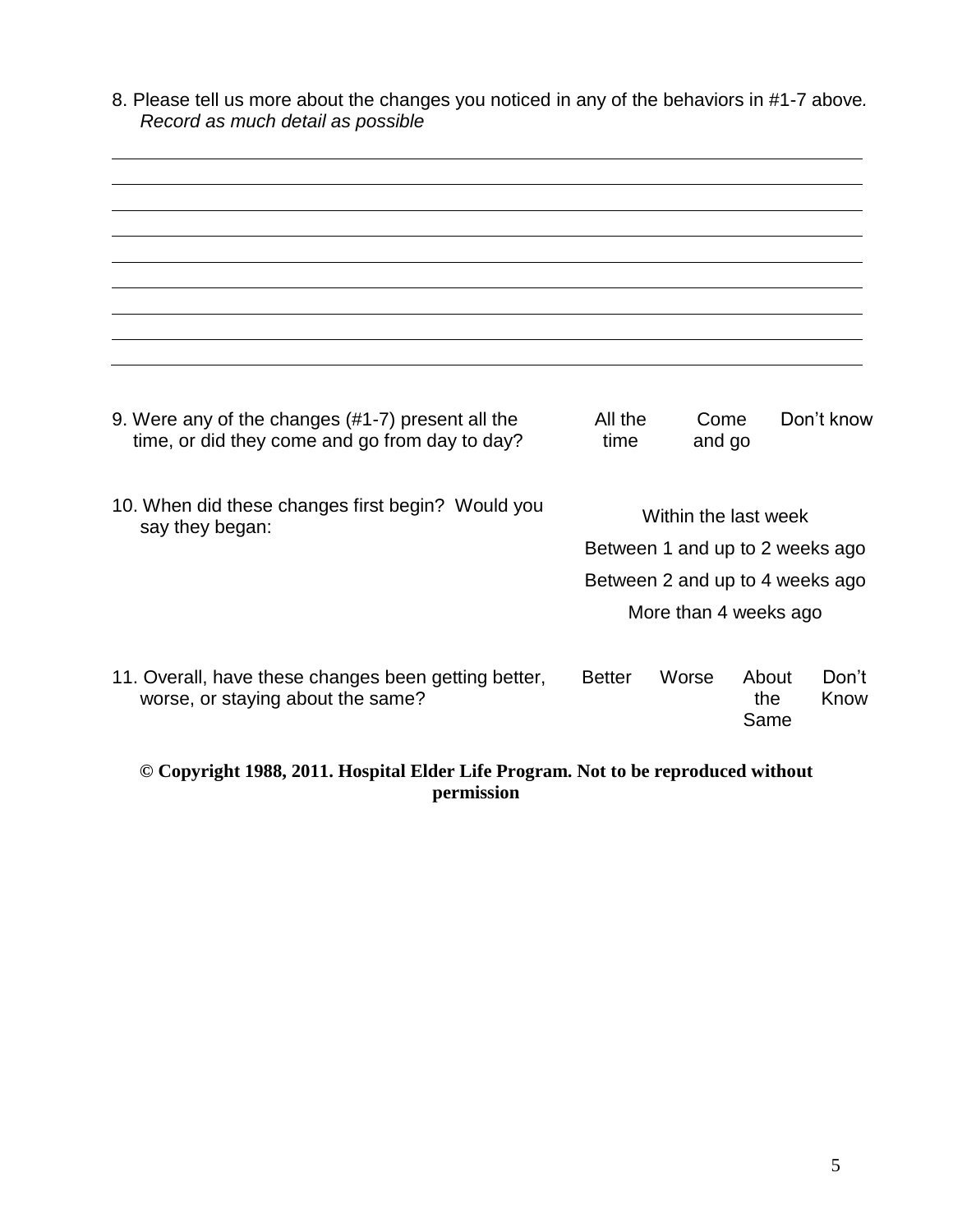8. Please tell us more about the changes you noticed in any of the behaviors in #1-7 above. *Record as much detail as possible*

\_\_\_\_\_\_\_\_\_\_\_\_\_\_\_\_\_\_\_\_\_\_\_\_\_\_\_\_\_\_\_\_\_\_\_\_\_\_\_\_\_\_\_\_\_\_\_\_\_\_\_\_\_\_\_\_\_\_\_\_

\_\_\_\_\_\_\_\_\_\_\_\_\_\_\_\_\_\_\_\_\_\_\_\_\_\_\_\_\_\_\_\_\_\_\_\_\_\_\_\_\_\_\_\_\_\_\_\_\_\_\_\_\_\_\_\_\_\_\_\_

\_\_\_\_\_\_\_\_\_\_\_\_\_\_\_\_\_\_\_\_\_\_\_\_\_\_\_\_\_\_\_\_\_\_\_\_\_\_\_\_\_\_\_\_\_\_\_\_\_\_\_\_\_\_\_\_\_\_\_\_

\_\_\_\_\_\_\_\_\_\_\_\_\_\_\_\_\_\_\_\_\_\_\_\_\_\_\_\_\_\_\_\_\_\_\_\_\_\_\_\_\_\_\_\_\_\_\_\_\_\_\_\_\_\_\_\_\_\_\_\_

\_\_\_\_\_\_\_\_\_\_\_\_\_\_\_\_\_\_\_\_\_\_\_\_\_\_\_\_\_\_\_\_\_\_\_\_\_\_\_\_\_\_\_\_\_\_\_\_\_\_\_\_\_\_\_\_\_\_\_\_

\_\_\_\_\_\_\_\_\_\_\_\_\_\_\_\_\_\_\_\_\_\_\_\_\_\_\_\_\_\_\_\_\_\_\_\_\_\_\_\_\_\_\_\_\_\_\_\_\_\_\_\_\_\_\_\_\_\_\_\_

\_\_\_\_\_\_\_\_\_\_\_\_\_\_\_\_\_\_\_\_\_\_\_\_\_\_\_\_\_\_\_\_\_\_\_\_\_\_\_\_\_\_\_\_\_\_\_\_\_\_\_\_\_\_\_\_\_\_\_\_

\_\_\_\_\_\_\_\_\_\_\_\_\_\_\_\_\_\_\_\_\_\_\_\_\_\_\_\_\_\_\_\_\_\_\_\_\_\_\_\_\_\_\_\_\_\_\_\_\_\_\_\_\_\_\_\_\_\_\_\_

9. Were any of the changes (#1-7) present all the time, or did they come and go from day to day?

   All the time | Come and go | Don't know

10. When did these changes first begin? Would you say they began:

    - Within the last week
    - Between 1 and up to 2 weeks ago
    - Between 2 and up to 4 weeks ago
    - More than 4 weeks ago

11. Overall, have these changes been getting better, worse, or staying about the same?

    Better | Worse | About the Same | Don't Know

**© Copyright 1988, 2011. Hospital Elder Life Program. Not to be reproduced without permission**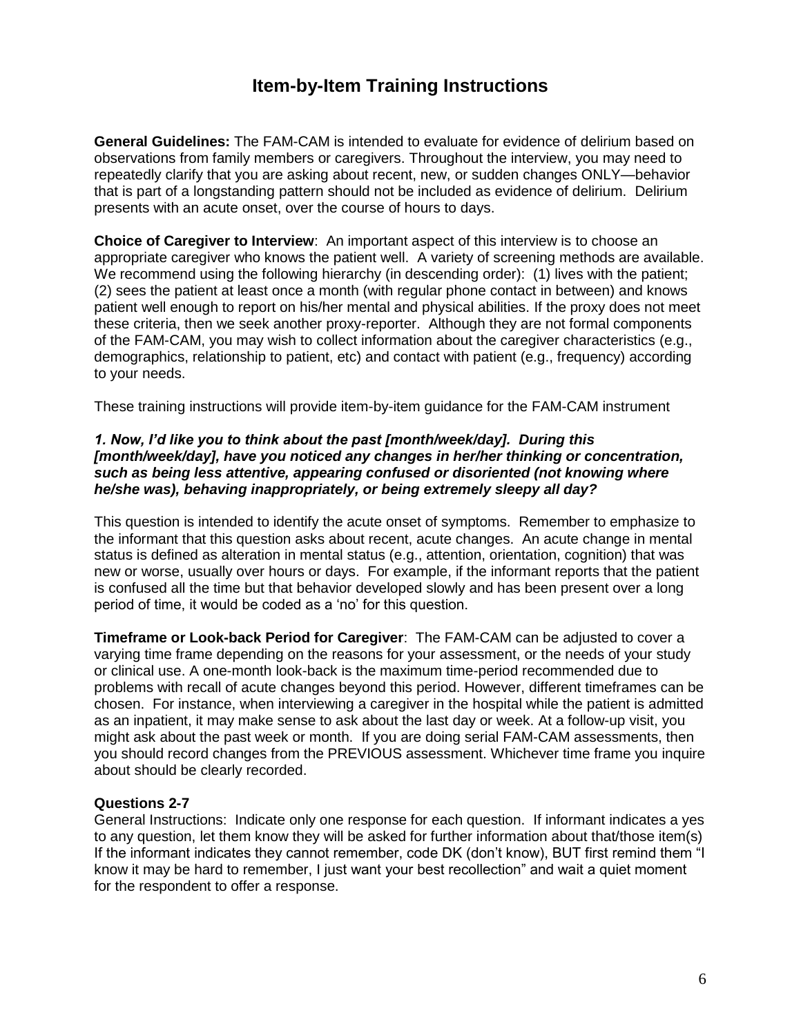# Item-by-Item Training Instructions

**General Guidelines:** The FAM-CAM is intended to evaluate for evidence of delirium based on observations from family members or caregivers. Throughout the interview, you may need to repeatedly clarify that you are asking about recent, new, or sudden changes ONLY—behavior that is part of a longstanding pattern should not be included as evidence of delirium. Delirium presents with an acute onset, over the course of hours to days.

**Choice of Caregiver to Interview**: An important aspect of this interview is to choose an appropriate caregiver who knows the patient well. A variety of screening methods are available. We recommend using the following hierarchy (in descending order): (1) lives with the patient; (2) sees the patient at least once a month (with regular phone contact in between) and knows patient well enough to report on his/her mental and physical abilities. If the proxy does not meet these criteria, then we seek another proxy-reporter. Although they are not formal components of the FAM-CAM, you may wish to collect information about the caregiver characteristics (e.g., demographics, relationship to patient, etc) and contact with patient (e.g., frequency) according to your needs.

These training instructions will provide item-by-item guidance for the FAM-CAM instrument

***1. Now, I'd like you to think about the past [month/week/day]. During this [month/week/day], have you noticed any changes in her/her thinking or concentration, such as being less attentive, appearing confused or disoriented (not knowing where he/she was), behaving inappropriately, or being extremely sleepy all day?***

This question is intended to identify the acute onset of symptoms. Remember to emphasize to the informant that this question asks about recent, acute changes. An acute change in mental status is defined as alteration in mental status (e.g., attention, orientation, cognition) that was new or worse, usually over hours or days. For example, if the informant reports that the patient is confused all the time but that behavior developed slowly and has been present over a long period of time, it would be coded as a 'no' for this question.

**Timeframe or Look-back Period for Caregiver**: The FAM-CAM can be adjusted to cover a varying time frame depending on the reasons for your assessment, or the needs of your study or clinical use. A one-month look-back is the maximum time-period recommended due to problems with recall of acute changes beyond this period. However, different timeframes can be chosen. For instance, when interviewing a caregiver in the hospital while the patient is admitted as an inpatient, it may make sense to ask about the last day or week. At a follow-up visit, you might ask about the past week or month. If you are doing serial FAM-CAM assessments, then you should record changes from the PREVIOUS assessment. Whichever time frame you inquire about should be clearly recorded.

**Questions 2-7**

General Instructions: Indicate only one response for each question. If informant indicates a yes to any question, let them know they will be asked for further information about that/those item(s) If the informant indicates they cannot remember, code DK (don't know), BUT first remind them "I know it may be hard to remember, I just want your best recollection" and wait a quiet moment for the respondent to offer a response.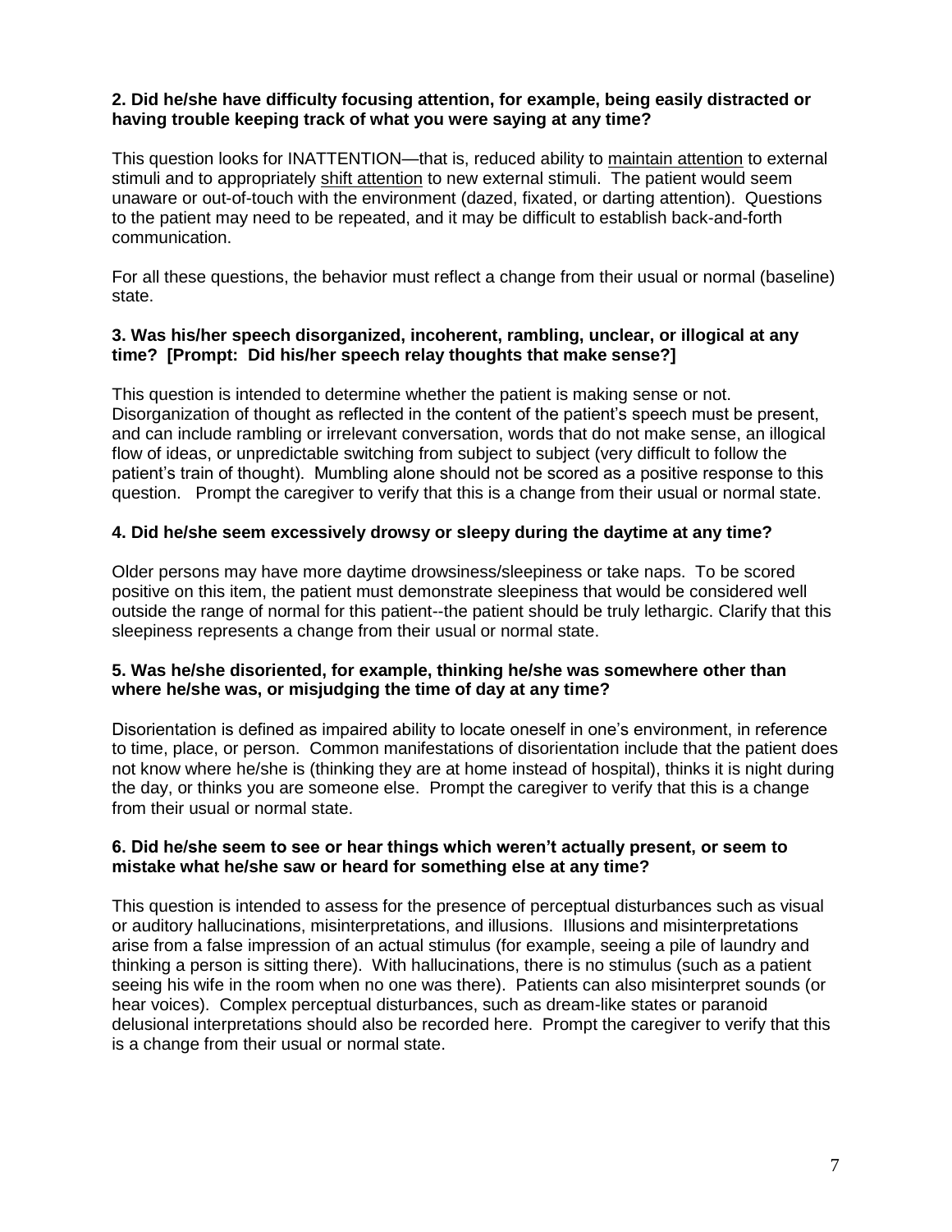**2. Did he/she have difficulty focusing attention, for example, being easily distracted or having trouble keeping track of what you were saying at any time?**

This question looks for INATTENTION—that is, reduced ability to <u>maintain attention</u> to external stimuli and to appropriately <u>shift attention</u> to new external stimuli. The patient would seem unaware or out-of-touch with the environment (dazed, fixated, or darting attention). Questions to the patient may need to be repeated, and it may be difficult to establish back-and-forth communication.

For all these questions, the behavior must reflect a change from their usual or normal (baseline) state.

**3. Was his/her speech disorganized, incoherent, rambling, unclear, or illogical at any time? [Prompt: Did his/her speech relay thoughts that make sense?]**

This question is intended to determine whether the patient is making sense or not. Disorganization of thought as reflected in the content of the patient's speech must be present, and can include rambling or irrelevant conversation, words that do not make sense, an illogical flow of ideas, or unpredictable switching from subject to subject (very difficult to follow the patient's train of thought). Mumbling alone should not be scored as a positive response to this question. Prompt the caregiver to verify that this is a change from their usual or normal state.

**4. Did he/she seem excessively drowsy or sleepy during the daytime at any time?**

Older persons may have more daytime drowsiness/sleepiness or take naps. To be scored positive on this item, the patient must demonstrate sleepiness that would be considered well outside the range of normal for this patient--the patient should be truly lethargic. Clarify that this sleepiness represents a change from their usual or normal state.

**5. Was he/she disoriented, for example, thinking he/she was somewhere other than where he/she was, or misjudging the time of day at any time?**

Disorientation is defined as impaired ability to locate oneself in one's environment, in reference to time, place, or person. Common manifestations of disorientation include that the patient does not know where he/she is (thinking they are at home instead of hospital), thinks it is night during the day, or thinks you are someone else. Prompt the caregiver to verify that this is a change from their usual or normal state.

**6. Did he/she seem to see or hear things which weren't actually present, or seem to mistake what he/she saw or heard for something else at any time?**

This question is intended to assess for the presence of perceptual disturbances such as visual or auditory hallucinations, misinterpretations, and illusions. Illusions and misinterpretations arise from a false impression of an actual stimulus (for example, seeing a pile of laundry and thinking a person is sitting there). With hallucinations, there is no stimulus (such as a patient seeing his wife in the room when no one was there). Patients can also misinterpret sounds (or hear voices). Complex perceptual disturbances, such as dream-like states or paranoid delusional interpretations should also be recorded here. Prompt the caregiver to verify that this is a change from their usual or normal state.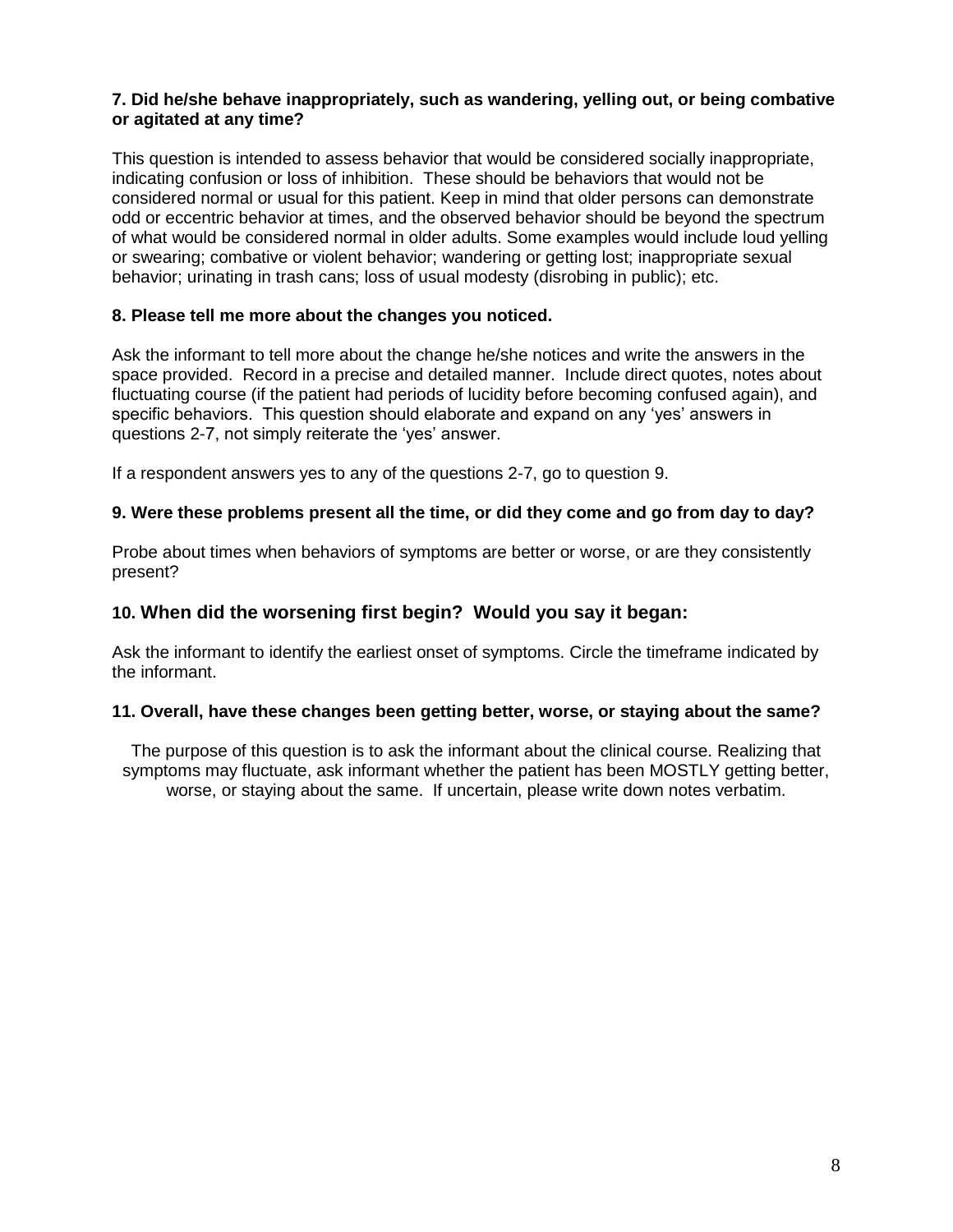**7. Did he/she behave inappropriately, such as wandering, yelling out, or being combative or agitated at any time?**

This question is intended to assess behavior that would be considered socially inappropriate, indicating confusion or loss of inhibition. These should be behaviors that would not be considered normal or usual for this patient. Keep in mind that older persons can demonstrate odd or eccentric behavior at times, and the observed behavior should be beyond the spectrum of what would be considered normal in older adults. Some examples would include loud yelling or swearing; combative or violent behavior; wandering or getting lost; inappropriate sexual behavior; urinating in trash cans; loss of usual modesty (disrobing in public); etc.

**8. Please tell me more about the changes you noticed.**

Ask the informant to tell more about the change he/she notices and write the answers in the space provided. Record in a precise and detailed manner. Include direct quotes, notes about fluctuating course (if the patient had periods of lucidity before becoming confused again), and specific behaviors. This question should elaborate and expand on any 'yes' answers in questions 2-7, not simply reiterate the 'yes' answer.

If a respondent answers yes to any of the questions 2-7, go to question 9.

**9. Were these problems present all the time, or did they come and go from day to day?**

Probe about times when behaviors of symptoms are better or worse, or are they consistently present?

**10. When did the worsening first begin? Would you say it began:**

Ask the informant to identify the earliest onset of symptoms. Circle the timeframe indicated by the informant.

**11. Overall, have these changes been getting better, worse, or staying about the same?**

The purpose of this question is to ask the informant about the clinical course. Realizing that symptoms may fluctuate, ask informant whether the patient has been MOSTLY getting better, worse, or staying about the same. If uncertain, please write down notes verbatim.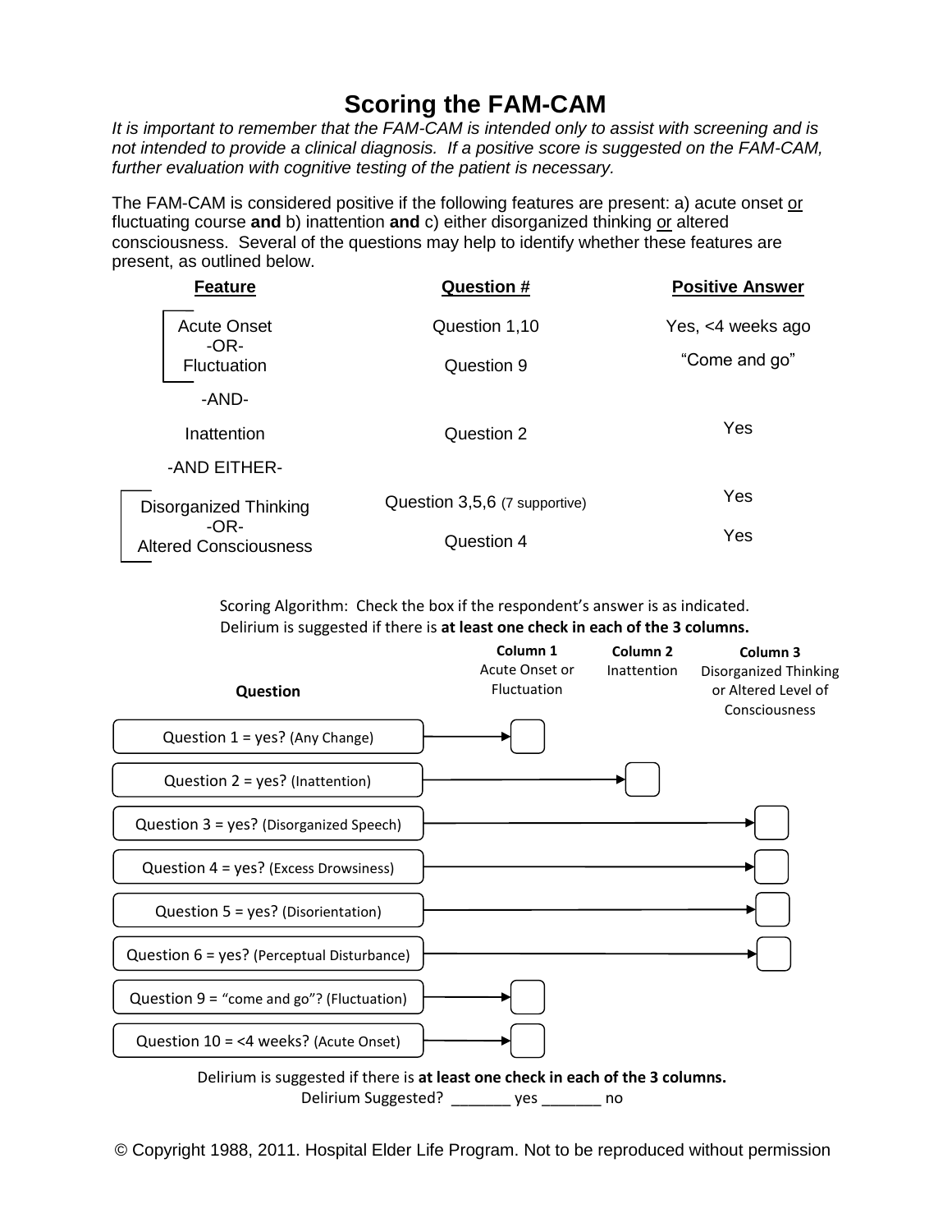# Scoring the FAM-CAM

*It is important to remember that the FAM-CAM is intended only to assist with screening and is not intended to provide a clinical diagnosis. If a positive score is suggested on the FAM-CAM, further evaluation with cognitive testing of the patient is necessary.*

The FAM-CAM is considered positive if the following features are present: a) acute onset or fluctuating course **and** b) inattention **and** c) either disorganized thinking or altered consciousness. Several of the questions may help to identify whether these features are present, as outlined below.

| Feature | Question # | Positive Answer |
|---|---|---|
| Acute Onset | Question 1,10 | Yes, <4 weeks ago |
| -OR- | | |
| Fluctuation | Question 9 | "Come and go" |
| -AND- | | |
| Inattention | Question 2 | Yes |
| -AND EITHER- | | |
| Disorganized Thinking | Question 3,5,6 (7 supportive) | Yes |
| -OR- | | |
| Altered Consciousness | Question 4 | Yes |

Scoring Algorithm: Check the box if the respondent's answer is as indicated.
Delirium is suggested if there is **at least one check in each of the 3 columns.**

| Question | Column 1 Acute Onset or Fluctuation | Column 2 Inattention | Column 3 Disorganized Thinking or Altered Level of Consciousness |
|---|---|---|---|
| Question 1 = yes? (Any Change) | ☐ | | |
| Question 2 = yes? (Inattention) | | ☐ | |
| Question 3 = yes? (Disorganized Speech) | | | ☐ |
| Question 4 = yes? (Excess Drowsiness) | | | ☐ |
| Question 5 = yes? (Disorientation) | | | ☐ |
| Question 6 = yes? (Perceptual Disturbance) | | | ☐ |
| Question 9 = "come and go"? (Fluctuation) | ☐ | | |
| Question 10 = <4 weeks? (Acute Onset) | ☐ | | |

Delirium is suggested if there is **at least one check in each of the 3 columns.**

Delirium Suggested? _______ yes _______ no

© Copyright 1988, 2011. Hospital Elder Life Program. Not to be reproduced without permission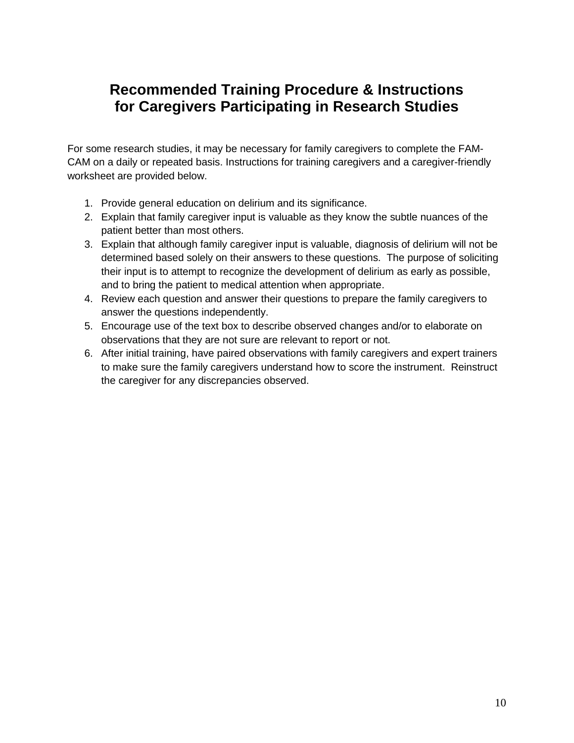# Recommended Training Procedure & Instructions for Caregivers Participating in Research Studies

For some research studies, it may be necessary for family caregivers to complete the FAM-CAM on a daily or repeated basis. Instructions for training caregivers and a caregiver-friendly worksheet are provided below.

1. Provide general education on delirium and its significance.
2. Explain that family caregiver input is valuable as they know the subtle nuances of the patient better than most others.
3. Explain that although family caregiver input is valuable, diagnosis of delirium will not be determined based solely on their answers to these questions. The purpose of soliciting their input is to attempt to recognize the development of delirium as early as possible, and to bring the patient to medical attention when appropriate.
4. Review each question and answer their questions to prepare the family caregivers to answer the questions independently.
5. Encourage use of the text box to describe observed changes and/or to elaborate on observations that they are not sure are relevant to report or not.
6. After initial training, have paired observations with family caregivers and expert trainers to make sure the family caregivers understand how to score the instrument. Reinstruct the caregiver for any discrepancies observed.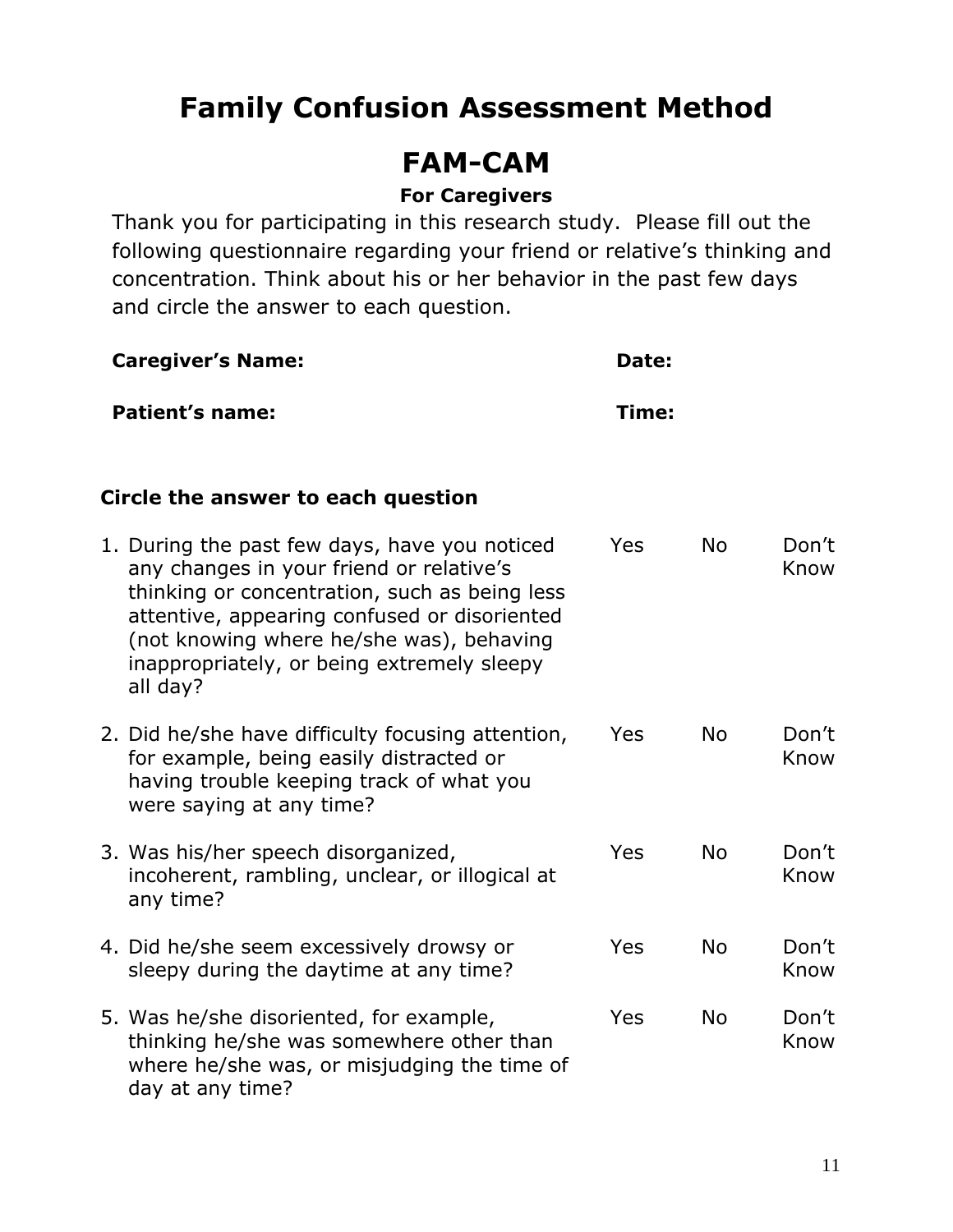# Family Confusion Assessment Method

# FAM-CAM

### For Caregivers

Thank you for participating in this research study. Please fill out the following questionnaire regarding your friend or relative's thinking and concentration. Think about his or her behavior in the past few days and circle the answer to each question.

**Caregiver's Name:** **Date:**

**Patient's name:** **Time:**

**Circle the answer to each question**

| | | | |
|---|---|---|---|
| 1. During the past few days, have you noticed any changes in your friend or relative's thinking or concentration, such as being less attentive, appearing confused or disoriented (not knowing where he/she was), behaving inappropriately, or being extremely sleepy all day? | Yes | No | Don't Know |
| 2. Did he/she have difficulty focusing attention, for example, being easily distracted or having trouble keeping track of what you were saying at any time? | Yes | No | Don't Know |
| 3. Was his/her speech disorganized, incoherent, rambling, unclear, or illogical at any time? | Yes | No | Don't Know |
| 4. Did he/she seem excessively drowsy or sleepy during the daytime at any time? | Yes | No | Don't Know |
| 5. Was he/she disoriented, for example, thinking he/she was somewhere other than where he/she was, or misjudging the time of day at any time? | Yes | No | Don't Know |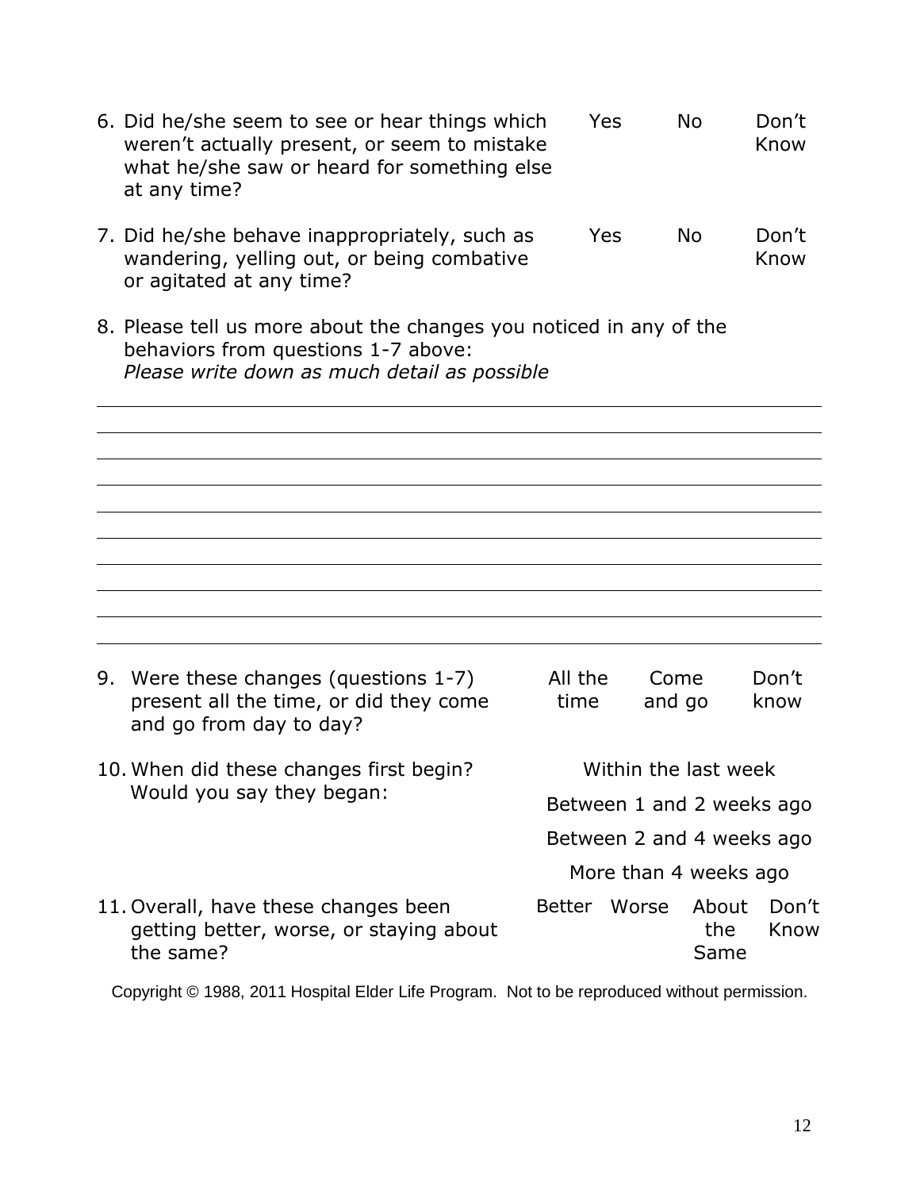6. Did he/she seem to see or hear things which weren't actually present, or seem to mistake what he/she saw or heard for something else at any time? Yes No Don't Know

7. Did he/she behave inappropriately, such as wandering, yelling out, or being combative or agitated at any time? Yes No Don't Know

8. Please tell us more about the changes you noticed in any of the behaviors from questions 1-7 above:
   *Please write down as much detail as possible*

______________________________________________________________________

______________________________________________________________________

______________________________________________________________________

______________________________________________________________________

______________________________________________________________________

______________________________________________________________________

______________________________________________________________________

______________________________________________________________________

______________________________________________________________________

9. Were these changes (questions 1-7) present all the time, or did they come and go from day to day? All the time Come and go Don't know

10. When did these changes first begin? Would you say they began:
    - Within the last week
    - Between 1 and 2 weeks ago
    - Between 2 and 4 weeks ago
    - More than 4 weeks ago

11. Overall, have these changes been getting better, worse, or staying about the same? Better Worse About the Same Don't Know

Copyright © 1988, 2011 Hospital Elder Life Program. Not to be reproduced without permission.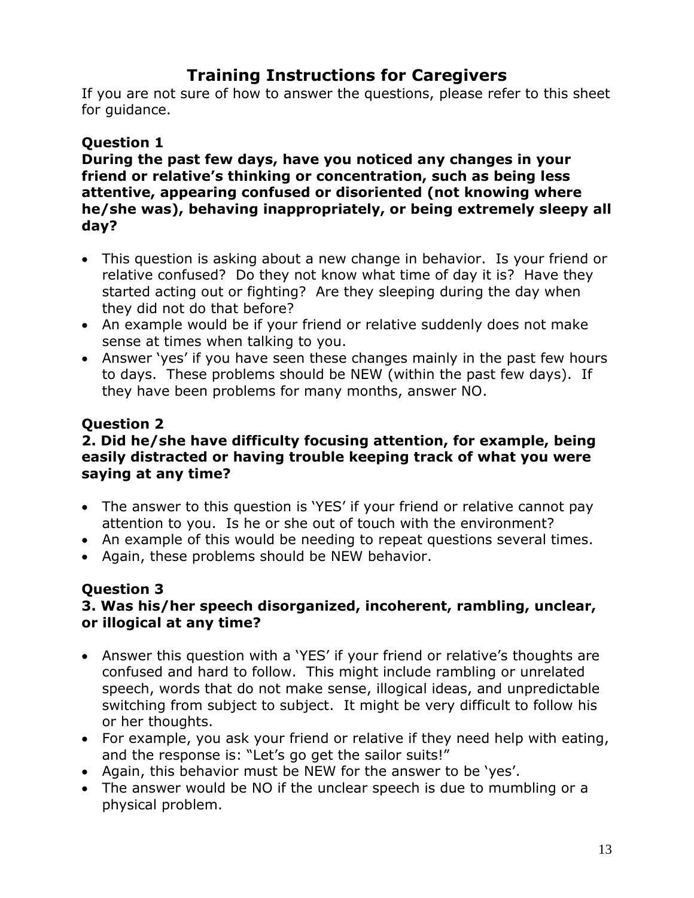# Training Instructions for Caregivers

If you are not sure of how to answer the questions, please refer to this sheet for guidance.

### Question 1

**During the past few days, have you noticed any changes in your friend or relative's thinking or concentration, such as being less attentive, appearing confused or disoriented (not knowing where he/she was), behaving inappropriately, or being extremely sleepy all day?**

- This question is asking about a new change in behavior. Is your friend or relative confused? Do they not know what time of day it is? Have they started acting out or fighting? Are they sleeping during the day when they did not do that before?
- An example would be if your friend or relative suddenly does not make sense at times when talking to you.
- Answer 'yes' if you have seen these changes mainly in the past few hours to days. These problems should be NEW (within the past few days). If they have been problems for many months, answer NO.

### Question 2

**2. Did he/she have difficulty focusing attention, for example, being easily distracted or having trouble keeping track of what you were saying at any time?**

- The answer to this question is 'YES' if your friend or relative cannot pay attention to you. Is he or she out of touch with the environment?
- An example of this would be needing to repeat questions several times.
- Again, these problems should be NEW behavior.

### Question 3

**3. Was his/her speech disorganized, incoherent, rambling, unclear, or illogical at any time?**

- Answer this question with a 'YES' if your friend or relative's thoughts are confused and hard to follow. This might include rambling or unrelated speech, words that do not make sense, illogical ideas, and unpredictable switching from subject to subject. It might be very difficult to follow his or her thoughts.
- For example, you ask your friend or relative if they need help with eating, and the response is: "Let's go get the sailor suits!"
- Again, this behavior must be NEW for the answer to be 'yes'.
- The answer would be NO if the unclear speech is due to mumbling or a physical problem.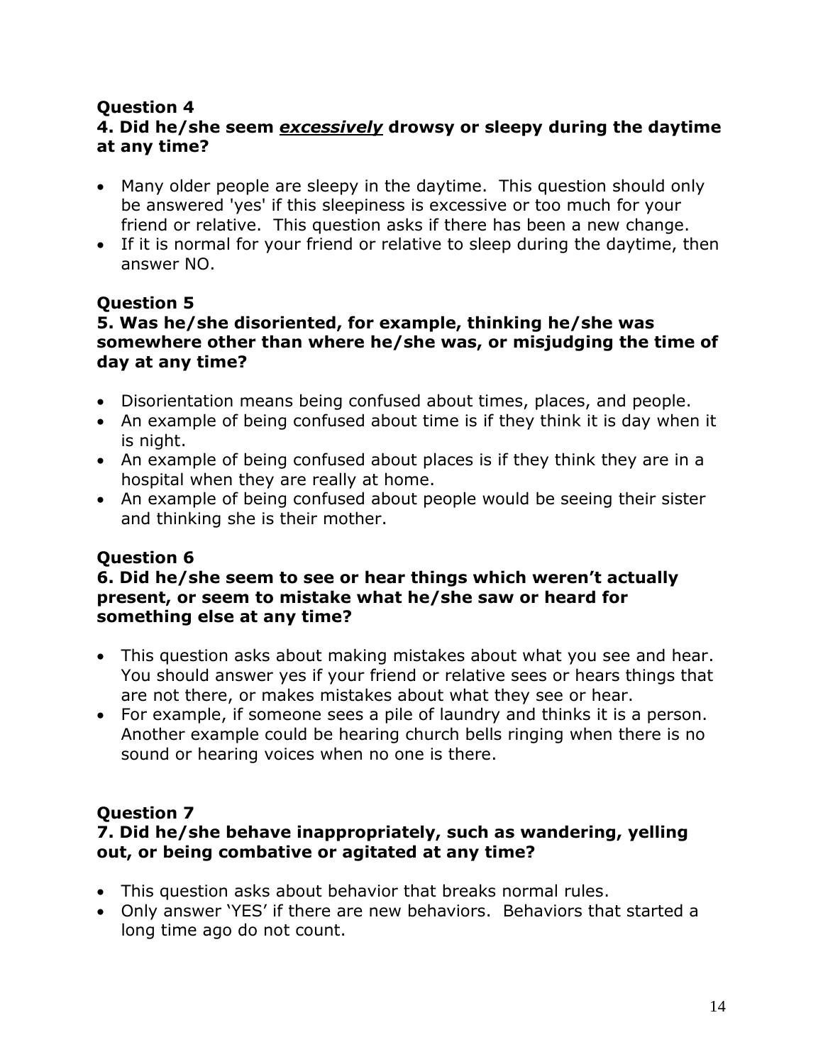## Question 4

**4. Did he/she seem *excessively* drowsy or sleepy during the daytime at any time?**

- Many older people are sleepy in the daytime. This question should only be answered 'yes' if this sleepiness is excessive or too much for your friend or relative. This question asks if there has been a new change.
- If it is normal for your friend or relative to sleep during the daytime, then answer NO.

## Question 5

**5. Was he/she disoriented, for example, thinking he/she was somewhere other than where he/she was, or misjudging the time of day at any time?**

- Disorientation means being confused about times, places, and people.
- An example of being confused about time is if they think it is day when it is night.
- An example of being confused about places is if they think they are in a hospital when they are really at home.
- An example of being confused about people would be seeing their sister and thinking she is their mother.

## Question 6

**6. Did he/she seem to see or hear things which weren't actually present, or seem to mistake what he/she saw or heard for something else at any time?**

- This question asks about making mistakes about what you see and hear. You should answer yes if your friend or relative sees or hears things that are not there, or makes mistakes about what they see or hear.
- For example, if someone sees a pile of laundry and thinks it is a person. Another example could be hearing church bells ringing when there is no sound or hearing voices when no one is there.

## Question 7

**7. Did he/she behave inappropriately, such as wandering, yelling out, or being combative or agitated at any time?**

- This question asks about behavior that breaks normal rules.
- Only answer 'YES' if there are new behaviors. Behaviors that started a long time ago do not count.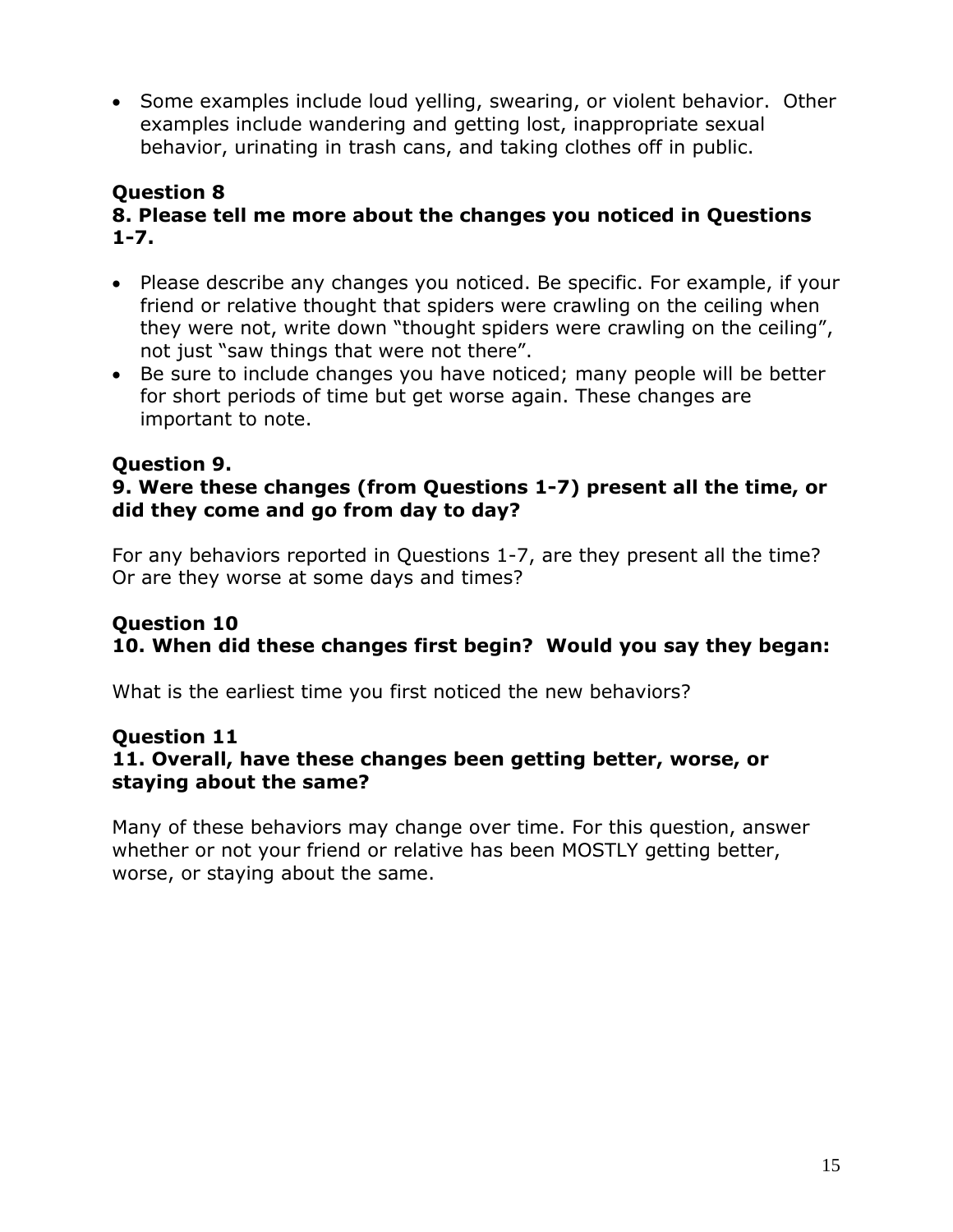- Some examples include loud yelling, swearing, or violent behavior. Other examples include wandering and getting lost, inappropriate sexual behavior, urinating in trash cans, and taking clothes off in public.

### Question 8

### 8. Please tell me more about the changes you noticed in Questions 1-7.

- Please describe any changes you noticed. Be specific. For example, if your friend or relative thought that spiders were crawling on the ceiling when they were not, write down "thought spiders were crawling on the ceiling", not just "saw things that were not there".
- Be sure to include changes you have noticed; many people will be better for short periods of time but get worse again. These changes are important to note.

### Question 9.

### 9. Were these changes (from Questions 1-7) present all the time, or did they come and go from day to day?

For any behaviors reported in Questions 1-7, are they present all the time? Or are they worse at some days and times?

### Question 10

### 10. When did these changes first begin? Would you say they began:

What is the earliest time you first noticed the new behaviors?

### Question 11

### 11. Overall, have these changes been getting better, worse, or staying about the same?

Many of these behaviors may change over time. For this question, answer whether or not your friend or relative has been MOSTLY getting better, worse, or staying about the same.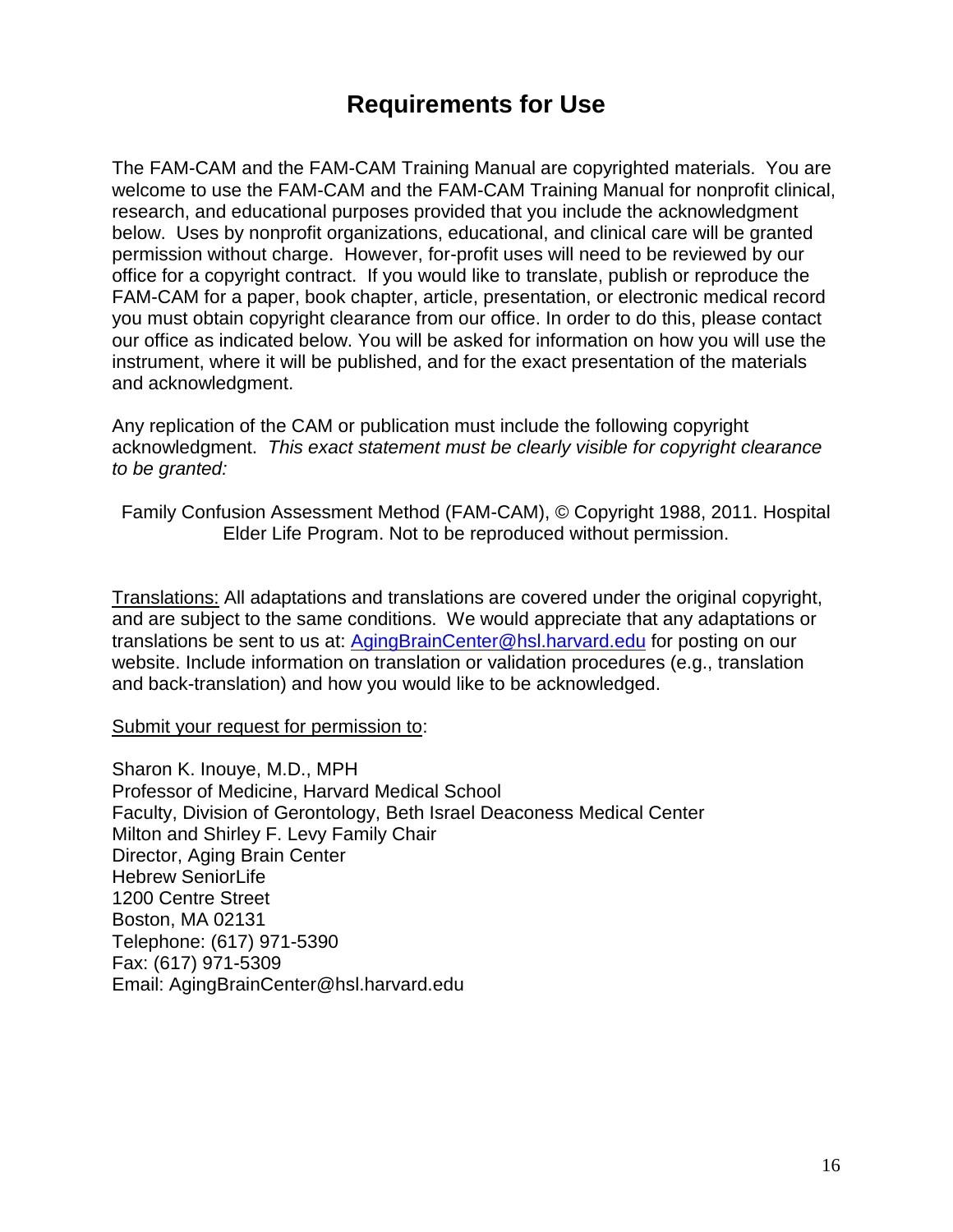# Requirements for Use

The FAM-CAM and the FAM-CAM Training Manual are copyrighted materials. You are welcome to use the FAM-CAM and the FAM-CAM Training Manual for nonprofit clinical, research, and educational purposes provided that you include the acknowledgment below. Uses by nonprofit organizations, educational, and clinical care will be granted permission without charge. However, for-profit uses will need to be reviewed by our office for a copyright contract. If you would like to translate, publish or reproduce the FAM-CAM for a paper, book chapter, article, presentation, or electronic medical record you must obtain copyright clearance from our office. In order to do this, please contact our office as indicated below. You will be asked for information on how you will use the instrument, where it will be published, and for the exact presentation of the materials and acknowledgment.

Any replication of the CAM or publication must include the following copyright acknowledgment. *This exact statement must be clearly visible for copyright clearance to be granted:*

Family Confusion Assessment Method (FAM-CAM), © Copyright 1988, 2011. Hospital Elder Life Program. Not to be reproduced without permission.

Translations: All adaptations and translations are covered under the original copyright, and are subject to the same conditions. We would appreciate that any adaptations or translations be sent to us at: AgingBrainCenter@hsl.harvard.edu for posting on our website. Include information on translation or validation procedures (e.g., translation and back-translation) and how you would like to be acknowledged.

Submit your request for permission to:

Sharon K. Inouye, M.D., MPH
Professor of Medicine, Harvard Medical School
Faculty, Division of Gerontology, Beth Israel Deaconess Medical Center
Milton and Shirley F. Levy Family Chair
Director, Aging Brain Center
Hebrew SeniorLife
1200 Centre Street
Boston, MA 02131
Telephone: (617) 971-5390
Fax: (617) 971-5309
Email: AgingBrainCenter@hsl.harvard.edu